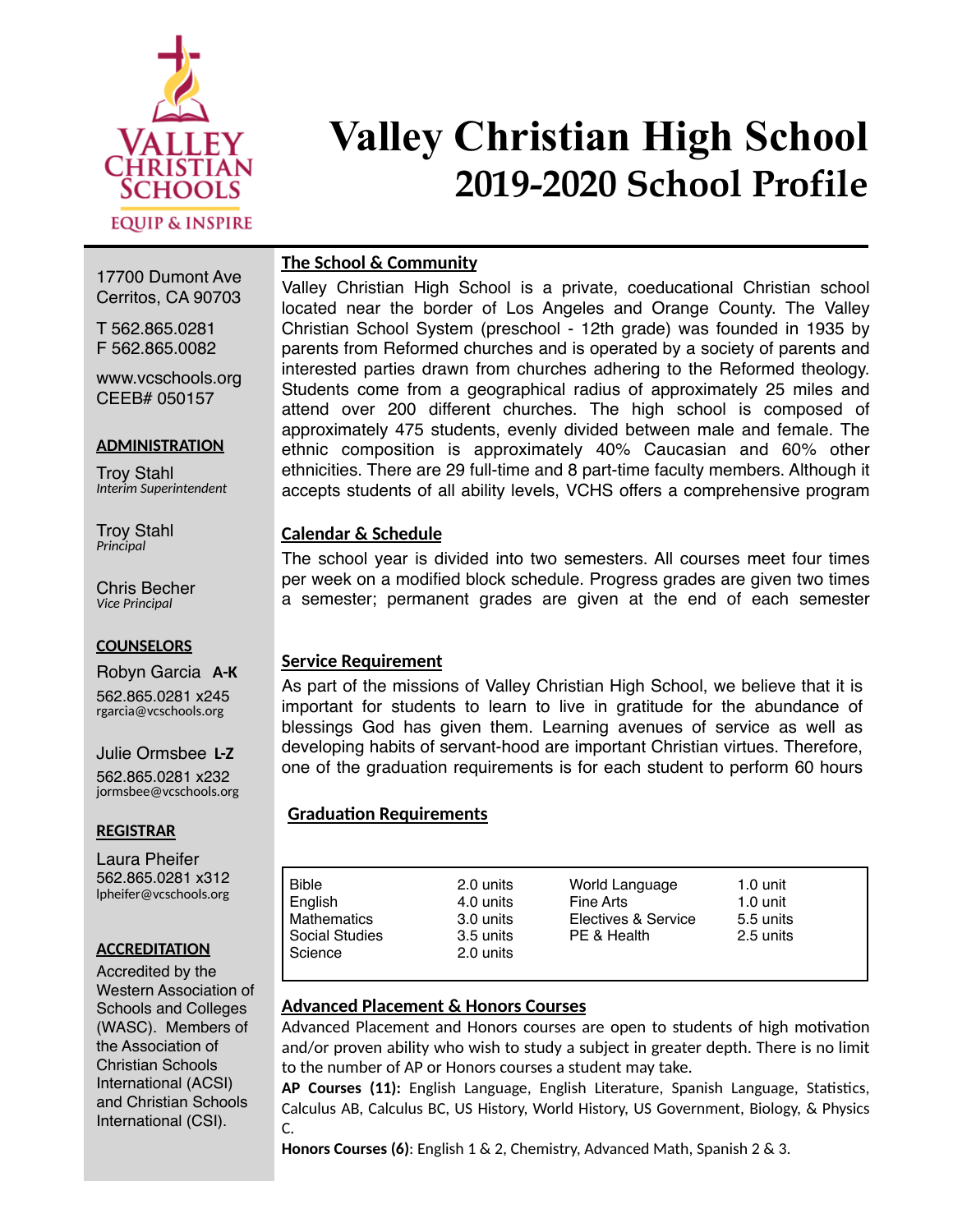# Valley Christian High School
## 2019-2020 School Profile

17700 Dumont Ave
Cerritos, CA 90703

T 562.865.0281
F 562.865.0082

www.vcschools.org
CEEB# 050157

**ADMINISTRATION**

Troy Stahl
*Interim Superintendent*

Troy Stahl
*Principal*

Chris Becher
*Vice Principal*

**COUNSELORS**

Robyn Garcia **A-K**
562.865.0281 x245
rgarcia@vcschools.org

Julie Ormsbee **L-Z**
562.865.0281 x232
jormsbee@vcschools.org

**REGISTRAR**

Laura Pheifer
562.865.0281 x312
lpheifer@vcschools.org

**ACCREDITATION**

Accredited by the Western Association of Schools and Colleges (WASC). Members of the Association of Christian Schools International (ACSI) and Christian Schools International (CSI).

### The School & Community

Valley Christian High School is a private, coeducational Christian school located near the border of Los Angeles and Orange County. The Valley Christian School System (preschool - 12th grade) was founded in 1935 by parents from Reformed churches and is operated by a society of parents and interested parties drawn from churches adhering to the Reformed theology. Students come from a geographical radius of approximately 25 miles and attend over 200 different churches. The high school is composed of approximately 475 students, evenly divided between male and female. The ethnic composition is approximately 40% Caucasian and 60% other ethnicities. There are 29 full-time and 8 part-time faculty members. Although it accepts students of all ability levels, VCHS offers a comprehensive program

### Calendar & Schedule

The school year is divided into two semesters. All courses meet four times per week on a modified block schedule. Progress grades are given two times a semester; permanent grades are given at the end of each semester

### Service Requirement

As part of the missions of Valley Christian High School, we believe that it is important for students to learn to live in gratitude for the abundance of blessings God has given them. Learning avenues of service as well as developing habits of servant-hood are important Christian virtues. Therefore, one of the graduation requirements is for each student to perform 60 hours

### Graduation Requirements

| Subject | Units | Subject | Units |
|---|---|---|---|
| Bible | 2.0 units | World Language | 1.0 unit |
| English | 4.0 units | Fine Arts | 1.0 unit |
| Mathematics | 3.0 units | Electives & Service | 5.5 units |
| Social Studies | 3.5 units | PE & Health | 2.5 units |
| Science | 2.0 units | | |

### Advanced Placement & Honors Courses

Advanced Placement and Honors courses are open to students of high motivation and/or proven ability who wish to study a subject in greater depth. There is no limit to the number of AP or Honors courses a student may take.

**AP Courses (11):** English Language, English Literature, Spanish Language, Statistics, Calculus AB, Calculus BC, US History, World History, US Government, Biology, & Physics C.

**Honors Courses (6)**: English 1 & 2, Chemistry, Advanced Math, Spanish 2 & 3.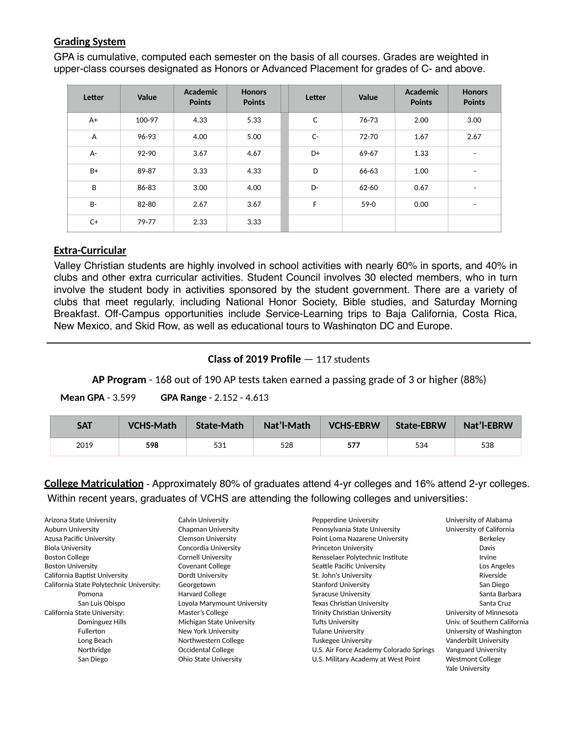## Grading System

GPA is cumulative, computed each semester on the basis of all courses. Grades are weighted in upper-class courses designated as Honors or Advanced Placement for grades of C- and above.

| Letter | Value | Academic Points | Honors Points | Letter | Value | Academic Points | Honors Points |
|---|---|---|---|---|---|---|---|
| A+ | 100-97 | 4.33 | 5.33 | C | 76-73 | 2.00 | 3.00 |
| A | 96-93 | 4.00 | 5.00 | C- | 72-70 | 1.67 | 2.67 |
| A- | 92-90 | 3.67 | 4.67 | D+ | 69-67 | 1.33 | - |
| B+ | 89-87 | 3.33 | 4.33 | D | 66-63 | 1.00 | - |
| B | 86-83 | 3.00 | 4.00 | D- | 62-60 | 0.67 | - |
| B- | 82-80 | 2.67 | 3.67 | F | 59-0 | 0.00 | - |
| C+ | 79-77 | 2.33 | 3.33 | | | | |

## Extra-Curricular

Valley Christian students are highly involved in school activities with nearly 60% in sports, and 40% in clubs and other extra curricular activities. Student Council involves 30 elected members, who in turn involve the student body in activities sponsored by the student government. There are a variety of clubs that meet regularly, including National Honor Society, Bible studies, and Saturday Morning Breakfast. Off-Campus opportunities include Service-Learning trips to Baja California, Costa Rica, New Mexico, and Skid Row, as well as educational tours to Washington DC and Europe.

---

**Class of 2019 Profile** — 117 students

**AP Program** - 168 out of 190 AP tests taken earned a passing grade of 3 or higher (88%)

**Mean GPA** - 3.599 **GPA Range** - 2.152 - 4.613

| SAT | VCHS-Math | State-Math | Nat'l-Math | VCHS-EBRW | State-EBRW | Nat'l-EBRW |
|---|---|---|---|---|---|---|
| 2019 | **598** | 531 | 528 | **577** | 534 | 538 |

**College Matriculation** - Approximately 80% of graduates attend 4-yr colleges and 16% attend 2-yr colleges. Within recent years, graduates of VCHS are attending the following colleges and universities:

Arizona State University
Auburn University
Azusa Pacific University
Biola University
Boston College
Boston University
California Baptist University
California State Polytechnic University:
- Pomona
- San Luis Obispo

California State University:
- Dominguez Hills
- Fullerton
- Long Beach
- Northridge
- San Diego

Calvin University
Chapman University
Clemson University
Concordia University
Cornell University
Covenant College
Dordt University
Georgetown
Harvard College
Loyola Marymount University
Master's College
Michigan State University
New York University
Northwestern College
Occidental College
Ohio State University
Pepperdine University
Pennsylvania State University
Point Loma Nazarene University
Princeton University
Rensselaer Polytechnic Institute
Seattle Pacific University
St. John's University
Stanford University
Syracuse University
Texas Christian University
Trinity Christian University
Tufts University
Tulane University
Tuskegee University
U.S. Air Force Academy Colorado Springs
U.S. Military Academy at West Point
University of Alabama
University of California
- Berkeley
- Davis
- Irvine
- Los Angeles
- Riverside
- San Diego
- Santa Barbara
- Santa Cruz

University of Minnesota
Univ. of Southern California
University of Washington
Vanderbilt University
Vanguard University
Westmont College
Yale University